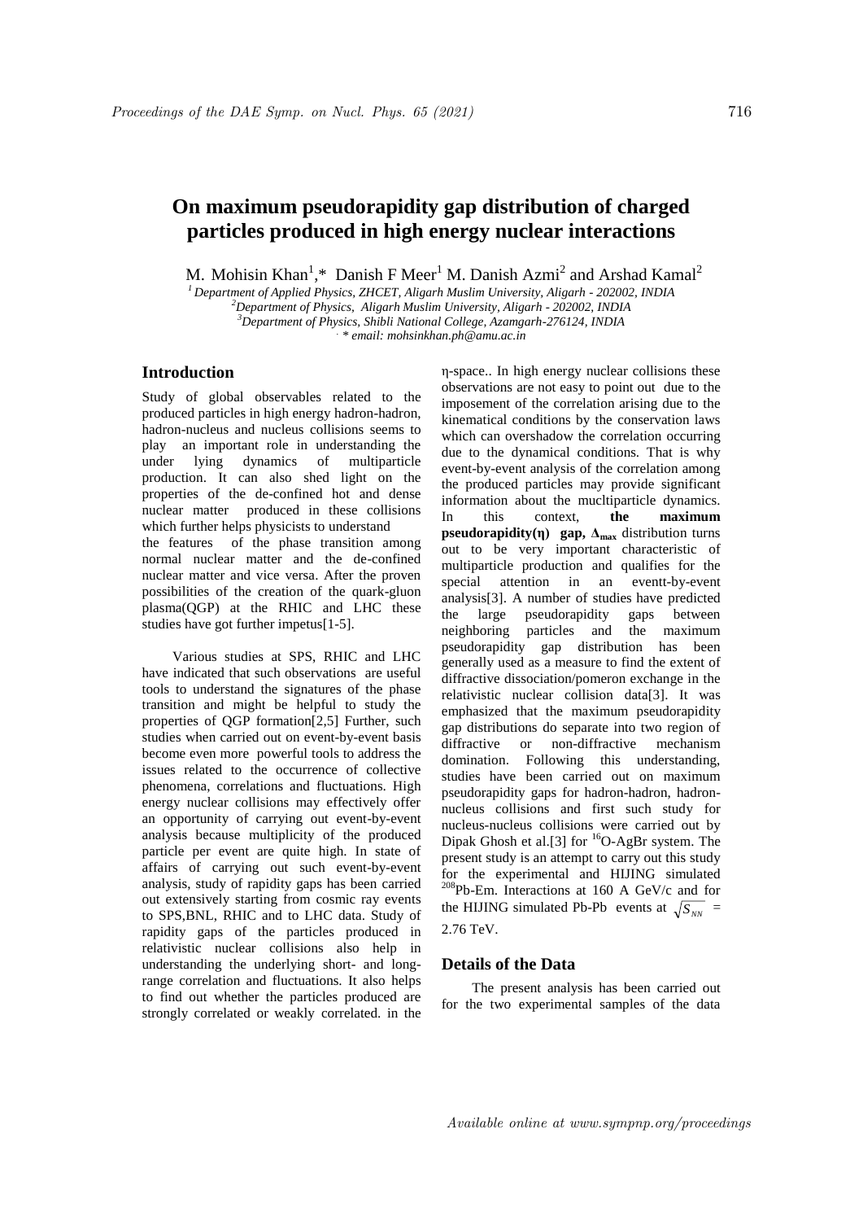# On maximum pseudorapidity gap distribution of charged particles produced in high energy nuclear interactions

M. Mohisin Khan[1],* Danish F Meer[1] M. Danish Azmi[2] and Arshad Kamal[2]

*[1] Department of Applied Physics, ZHCET, Aligarh Muslim University, Aligarh - 202002, INDIA*
*[2]Department of Physics, Aligarh Muslim University, Aligarh - 202002, INDIA*
*[3]Department of Physics, Shibli National College, Azamgarh-276124, INDIA*
*. * email: mohsinkhan.ph@amu.ac.in*

## Introduction

Study of global observables related to the produced particles in high energy hadron-hadron, hadron-nucleus and nucleus collisions seems to play an important role in understanding the under lying dynamics of multiparticle production. It can also shed light on the properties of the de-confined hot and dense nuclear matter produced in these collisions which further helps physicists to understand the features of the phase transition among normal nuclear matter and the de-confined nuclear matter and vice versa. After the proven possibilities of the creation of the quark-gluon plasma(QGP) at the RHIC and LHC these studies have got further impetus[1-5].

Various studies at SPS, RHIC and LHC have indicated that such observations are useful tools to understand the signatures of the phase transition and might be helpful to study the properties of QGP formation[2,5] Further, such studies when carried out on event-by-event basis become even more powerful tools to address the issues related to the occurrence of collective phenomena, correlations and fluctuations. High energy nuclear collisions may effectively offer an opportunity of carrying out event-by-event analysis because multiplicity of the produced particle per event are quite high. In state of affairs of carrying out such event-by-event analysis, study of rapidity gaps has been carried out extensively starting from cosmic ray events to SPS,BNL, RHIC and to LHC data. Study of rapidity gaps of the particles produced in relativistic nuclear collisions also help in understanding the underlying short- and long-range correlation and fluctuations. It also helps to find out whether the particles produced are strongly correlated or weakly correlated. in the η-space.. In high energy nuclear collisions these observations are not easy to point out due to the imposement of the correlation arising due to the kinematical conditions by the conservation laws which can overshadow the correlation occurring due to the dynamical conditions. That is why event-by-event analysis of the correlation among the produced particles may provide significant information about the mucltiparticle dynamics. In this context, **the maximum pseudorapidity(η) gap, $\Delta_{max}$** distribution turns out to be very important characteristic of multiparticle production and qualifies for the special attention in an eventt-by-event analysis[3]. A number of studies have predicted the large pseudorapidity gaps between neighboring particles and the maximum pseudorapidity gap distribution has been generally used as a measure to find the extent of diffractive dissociation/pomeron exchange in the relativistic nuclear collision data[3]. It was emphasized that the maximum pseudorapidity gap distributions do separate into two region of diffractive or non-diffractive mechanism domination. Following this understanding, studies have been carried out on maximum pseudorapidity gaps for hadron-hadron, hadron-nucleus collisions and first such study for nucleus-nucleus collisions were carried out by Dipak Ghosh et al.[3] for $^{16}$O-AgBr system. The present study is an attempt to carry out this study for the experimental and HIJING simulated $^{208}$Pb-Em. Interactions at 160 A GeV/c and for the HIJING simulated Pb-Pb events at $\sqrt{S_{NN}}$ = 2.76 TeV.

## Details of the Data

The present analysis has been carried out for the two experimental samples of the data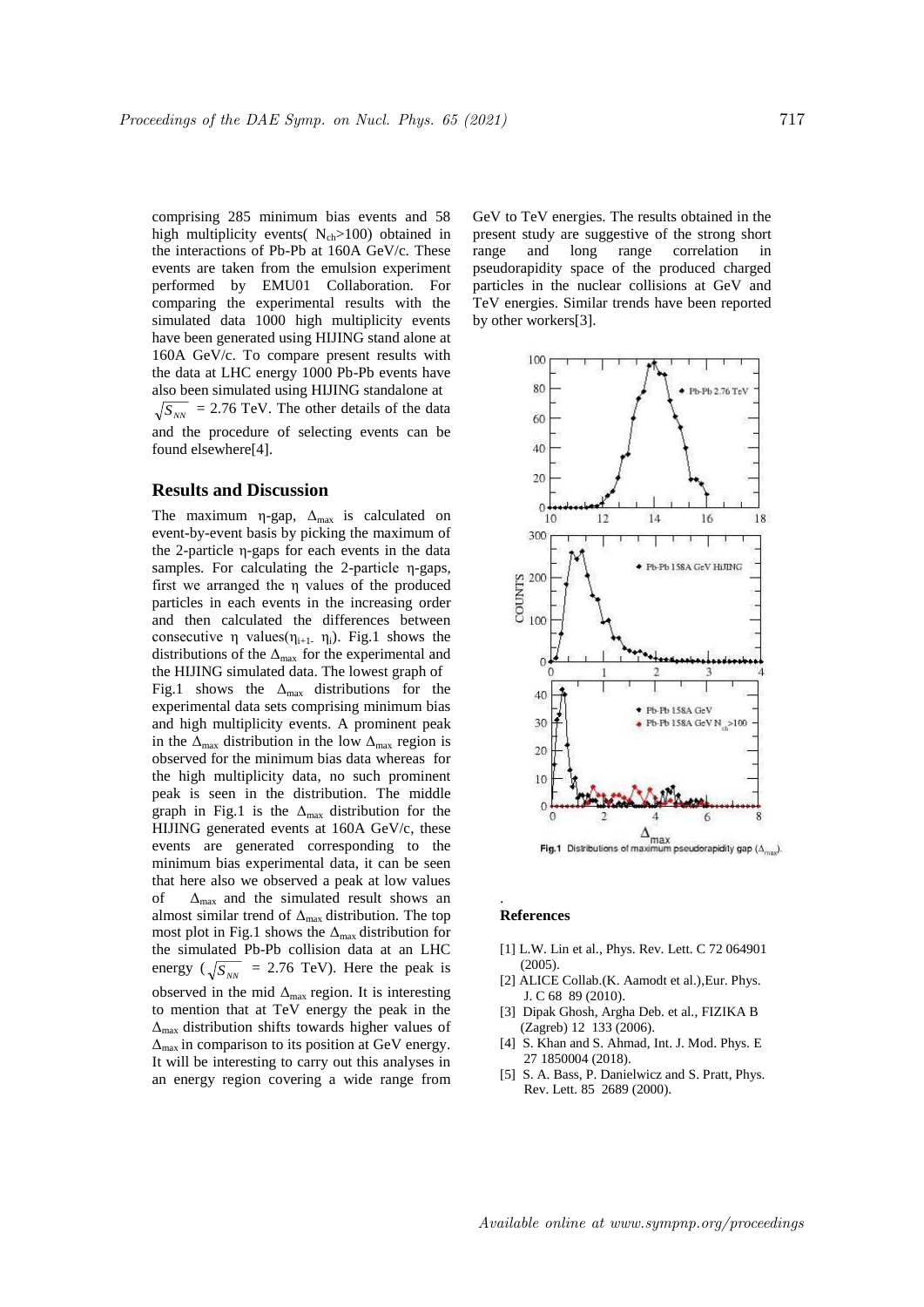comprising 285 minimum bias events and 58 high multiplicity events( $N_{ch}$>100) obtained in the interactions of Pb-Pb at 160A GeV/c. These events are taken from the emulsion experiment performed by EMU01 Collaboration. For comparing the experimental results with the simulated data 1000 high multiplicity events have been generated using HIJING stand alone at 160A GeV/c. To compare present results with the data at LHC energy 1000 Pb-Pb events have also been simulated using HIJING standalone at $\sqrt{S_{NN}}$ = 2.76 TeV. The other details of the data and the procedure of selecting events can be found elsewhere[4].

## Results and Discussion

The maximum η-gap, $\Delta_{max}$ is calculated on event-by-event basis by picking the maximum of the 2-particle η-gaps for each events in the data samples. For calculating the 2-particle η-gaps, first we arranged the η values of the produced particles in each events in the increasing order and then calculated the differences between consecutive η values($\eta_{i+1}$- $\eta_i$). Fig.1 shows the distributions of the $\Delta_{max}$ for the experimental and the HIJING simulated data. The lowest graph of Fig.1 shows the $\Delta_{max}$ distributions for the experimental data sets comprising minimum bias and high multiplicity events. A prominent peak in the $\Delta_{max}$ distribution in the low $\Delta_{max}$ region is observed for the minimum bias data whereas for the high multiplicity data, no such prominent peak is seen in the distribution. The middle graph in Fig.1 is the $\Delta_{max}$ distribution for the HIJING generated events at 160A GeV/c, these events are generated corresponding to the minimum bias experimental data, it can be seen that here also we observed a peak at low values of $\Delta_{max}$ and the simulated result shows an almost similar trend of $\Delta_{max}$ distribution. The top most plot in Fig.1 shows the $\Delta_{max}$ distribution for the simulated Pb-Pb collision data at an LHC energy ($\sqrt{S_{NN}}$ = 2.76 TeV). Here the peak is observed in the mid $\Delta_{max}$ region. It is interesting to mention that at TeV energy the peak in the $\Delta_{max}$ distribution shifts towards higher values of $\Delta_{max}$ in comparison to its position at GeV energy. It will be interesting to carry out this analyses in an energy region covering a wide range from GeV to TeV energies. The results obtained in the present study are suggestive of the strong short range and long range correlation in pseudorapidity space of the produced charged particles in the nuclear collisions at GeV and TeV energies. Similar trends have been reported by other workers[3].

Pb-Pb 2.76 TeV
Pb-Pb 158A GeV HIJING
COUNTS
Pb-Pb 158A GeV
Pb-Pb 158A GeV $N_{ch}$>100
$\Delta_{max}$

**Fig.1** Distributions of maximum pseudorapidity gap ($\Delta_{max}$).

## References

[1] L.W. Lin et al., Phys. Rev. Lett. C 72 064901 (2005).
[2] ALICE Collab.(K. Aamodt et al.),Eur. Phys. J. C 68 89 (2010).
[3] Dipak Ghosh, Argha Deb. et al., FIZIKA B (Zagreb) 12 133 (2006).
[4] S. Khan and S. Ahmad, Int. J. Mod. Phys. E 27 1850004 (2018).
[5] S. A. Bass, P. Danielwicz and S. Pratt, Phys. Rev. Lett. 85 2689 (2000).